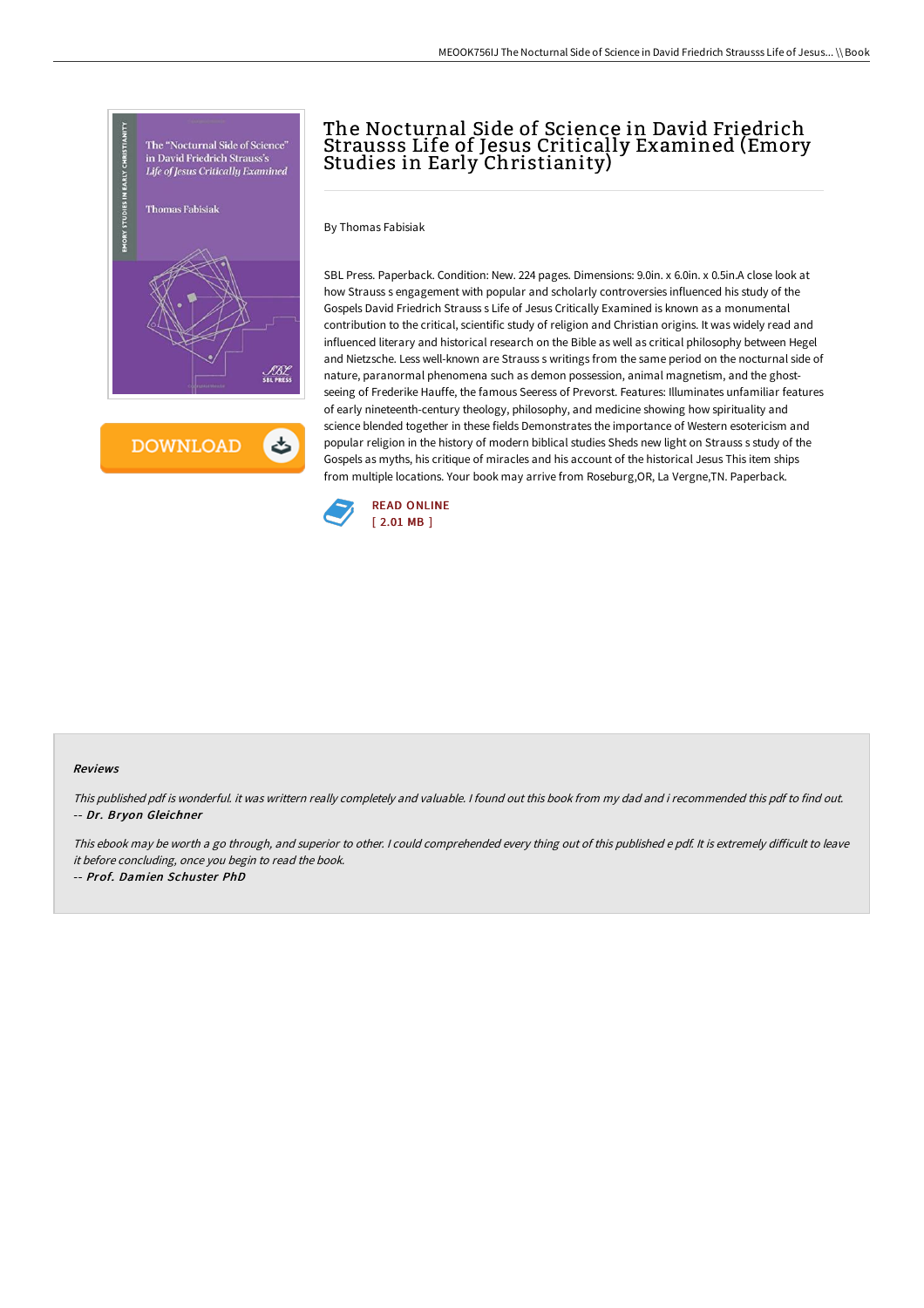# The Nocturnal Side of Science in David Friedrich Straus ss Life of Jesus Critically Examined (Emory Studies in Early Christianity)

By Thomas Fabisiak

SBL Press. Paperback. Condition: New. 224 pages. Dimensions: 9.0in. x 6.0in. x 0.5in.A close look at how Strauss s engagement with popular and scholarly controversies influenced his study of the Gospels David Friedrich Strauss s Life of Jesus Critically Examined is known as a monumental contribution to the critical, scientific study of religion and Christian origins. It was widely read and influenced literary and historical research on the Bible as well as critical philosophy between Hegel and Nietzsche. Less well-known are Strauss s writings from the same period on the nocturnal side of nature, paranormal phenomena such as demon possession, animal magnetism, and the ghost-seeing of Frederike Hauffe, the famous Seeress of Prevorst. Features: Illuminates unfamiliar features of early nineteenth-century theology, philosophy, and medicine showing how spirituality and science blended together in these fields Demonstrates the importance of Western esotericism and popular religion in the history of modern biblical studies Sheds new light on Strauss s study of the Gospels as myths, his critique of miracles and his account of the historical Jesus This item ships from multiple locations. Your book may arrive from Roseburg,OR, La Vergne,TN. Paperback.

READ ONLINE
[ 2.01 MB ]

#### Reviews

*This published pdf is wonderful. it was writtern really completely and valuable. I found out this book from my dad and i recommended this pdf to find out.*
*-- Dr. Bryon Gleichner*

*This ebook may be worth a go through, and superior to other. I could comprehended every thing out of this published e pdf. It is extremely difficult to leave it before concluding, once you begin to read the book.*
*-- Prof. Damien Schuster PhD*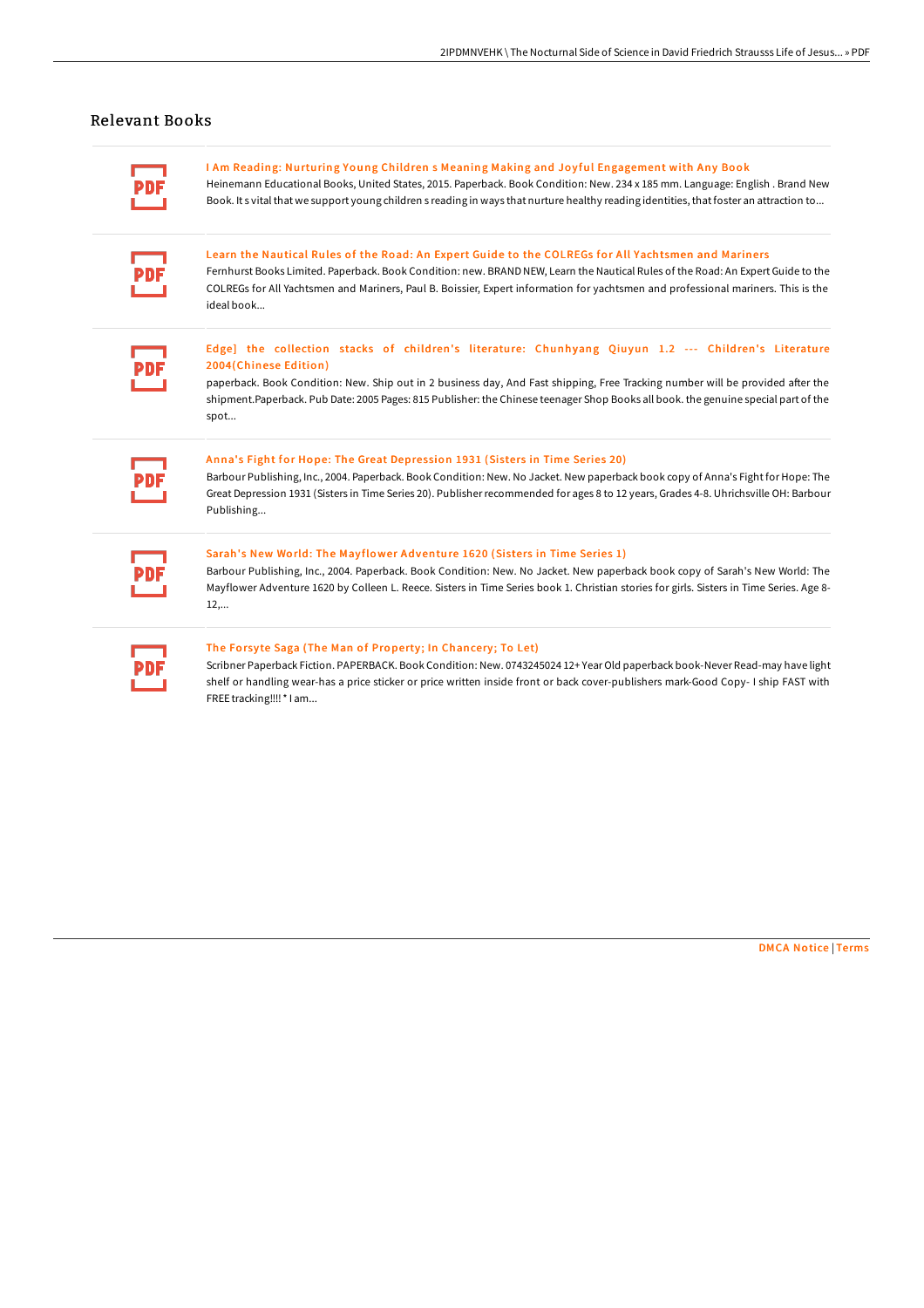## Relevant Books

**I Am Reading: Nurturing Young Children s Meaning Making and Joyful Engagement with Any Book**

Heinemann Educational Books, United States, 2015. Paperback. Book Condition: New. 234 x 185 mm. Language: English . Brand New Book. It s vital that we support young children s reading in ways that nurture healthy reading identities, that foster an attraction to...

**Learn the Nautical Rules of the Road: An Expert Guide to the COLREGs for All Yachtsmen and Mariners**

Fernhurst Books Limited. Paperback. Book Condition: new. BRAND NEW, Learn the Nautical Rules of the Road: An Expert Guide to the COLREGs for All Yachtsmen and Mariners, Paul B. Boissier, Expert information for yachtsmen and professional mariners. This is the ideal book...

**Edge] the collection stacks of children's literature: Chunhyang Qiuyun 1.2 --- Children's Literature 2004(Chinese Edition)**

paperback. Book Condition: New. Ship out in 2 business day, And Fast shipping, Free Tracking number will be provided after the shipment.Paperback. Pub Date: 2005 Pages: 815 Publisher: the Chinese teenager Shop Books all book. the genuine special part of the spot...

**Anna's Fight for Hope: The Great Depression 1931 (Sisters in Time Series 20)**

Barbour Publishing, Inc., 2004. Paperback. Book Condition: New. No Jacket. New paperback book copy of Anna's Fight for Hope: The Great Depression 1931 (Sisters in Time Series 20). Publisher recommended for ages 8 to 12 years, Grades 4-8. Uhrichsville OH: Barbour Publishing...

**Sarah's New World: The Mayflower Adventure 1620 (Sisters in Time Series 1)**

Barbour Publishing, Inc., 2004. Paperback. Book Condition: New. No Jacket. New paperback book copy of Sarah's New World: The Mayflower Adventure 1620 by Colleen L. Reece. Sisters in Time Series book 1. Christian stories for girls. Sisters in Time Series. Age 8-12,...

**The Forsyte Saga (The Man of Property; In Chancery; To Let)**

Scribner Paperback Fiction. PAPERBACK. Book Condition: New. 0743245024 12+ Year Old paperback book-Never Read-may have light shelf or handling wear-has a price sticker or price written inside front or back cover-publishers mark-Good Copy- I ship FAST with FREE tracking!!!! * I am...